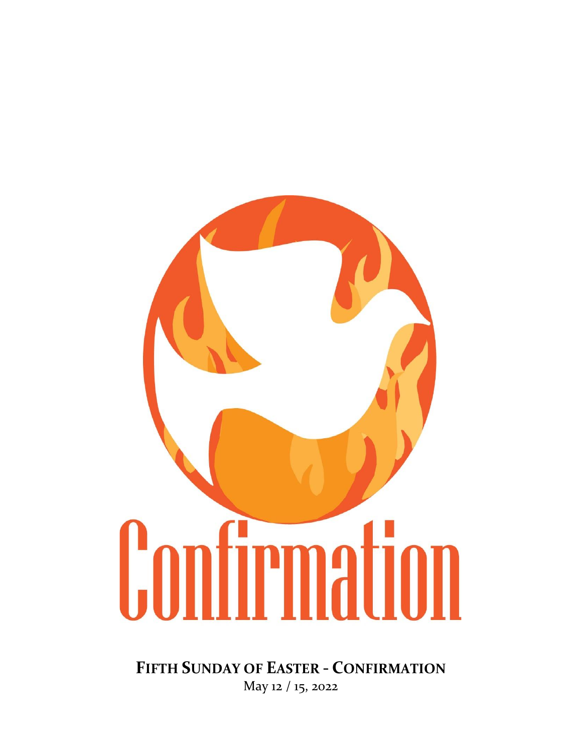# Confirmation

**FIFTH SUNDAY OF EASTER - CONFIRMATION**

May 12 / 15, 2022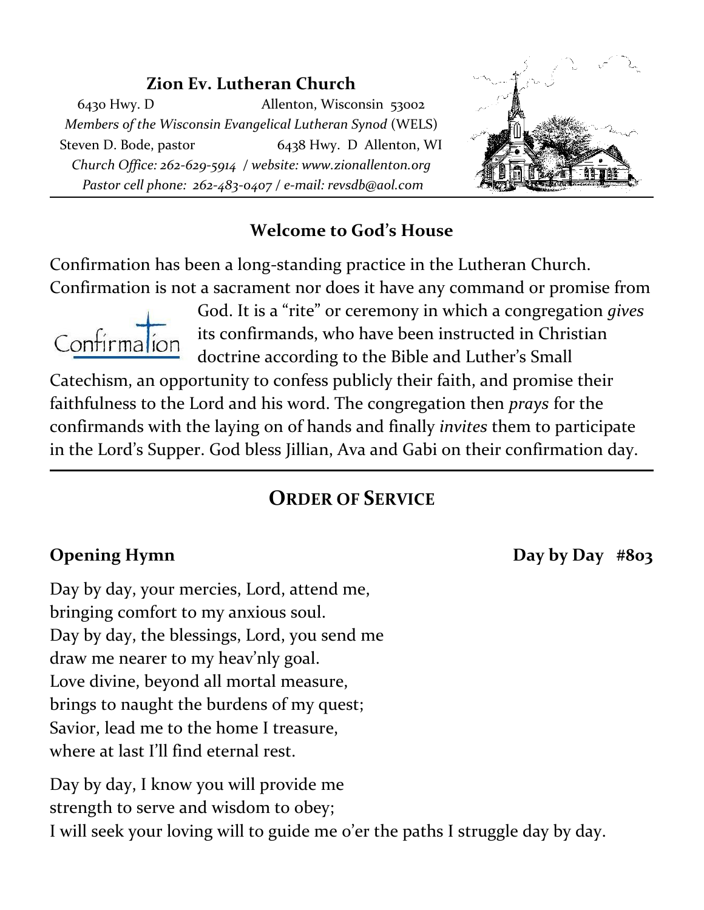## Zion Ev. Lutheran Church

6430 Hwy. D Allenton, Wisconsin 53002

*Members of the Wisconsin Evangelical Lutheran Synod* (WELS)

Steven D. Bode, pastor 6438 Hwy. D Allenton, WI

*Church Office: 262-629-5914 / website: www.zionallenton.org*

*Pastor cell phone: 262-483-0407 / e-mail: revsdb@aol.com*

---

### Welcome to God's House

Confirmation has been a long-standing practice in the Lutheran Church. Confirmation is not a sacrament nor does it have any command or promise from God. It is a "rite" or ceremony in which a congregation *gives* its confirmands, who have been instructed in Christian doctrine according to the Bible and Luther's Small Catechism, an opportunity to confess publicly their faith, and promise their faithfulness to the Lord and his word. The congregation then *prays* for the confirmands with the laying on of hands and finally *invites* them to participate in the Lord's Supper. God bless Jillian, Ava and Gabi on their confirmation day.

---

## ORDER OF SERVICE

**Opening Hymn** **Day by Day #803**

Day by day, your mercies, Lord, attend me,
bringing comfort to my anxious soul.
Day by day, the blessings, Lord, you send me
draw me nearer to my heav'nly goal.
Love divine, beyond all mortal measure,
brings to naught the burdens of my quest;
Savior, lead me to the home I treasure,
where at last I'll find eternal rest.

Day by day, I know you will provide me
strength to serve and wisdom to obey;
I will seek your loving will to guide me o'er the paths I struggle day by day.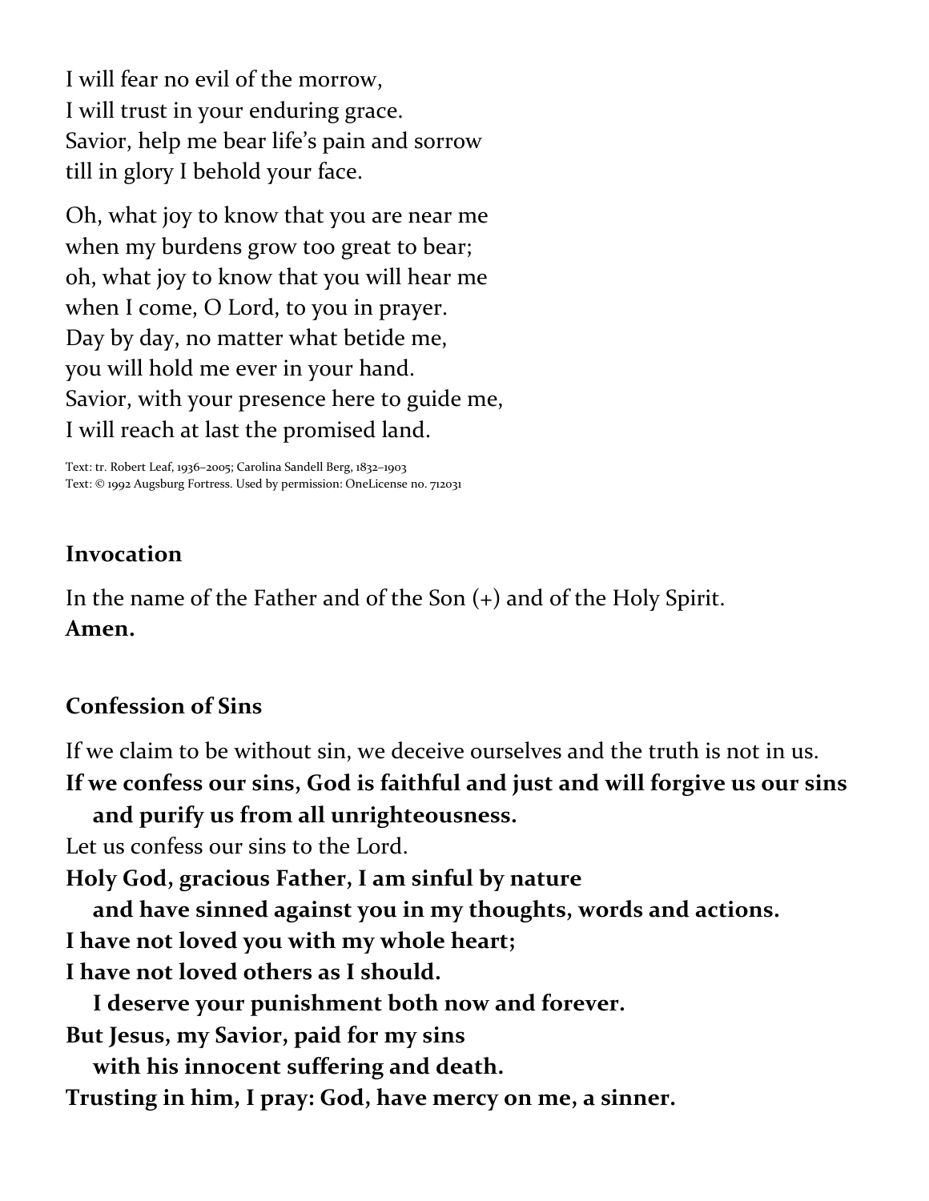I will fear no evil of the morrow,
I will trust in your enduring grace.
Savior, help me bear life's pain and sorrow
till in glory I behold your face.

Oh, what joy to know that you are near me
when my burdens grow too great to bear;
oh, what joy to know that you will hear me
when I come, O Lord, to you in prayer.
Day by day, no matter what betide me,
you will hold me ever in your hand.
Savior, with your presence here to guide me,
I will reach at last the promised land.

Text: tr. Robert Leaf, 1936–2005; Carolina Sandell Berg, 1832–1903
Text: © 1992 Augsburg Fortress. Used by permission: OneLicense no. 712031

## Invocation

In the name of the Father and of the Son (+) and of the Holy Spirit.
**Amen.**

## Confession of Sins

If we claim to be without sin, we deceive ourselves and the truth is not in us.
**If we confess our sins, God is faithful and just and will forgive us our sins and purify us from all unrighteousness.**
Let us confess our sins to the Lord.
**Holy God, gracious Father, I am sinful by nature**
**and have sinned against you in my thoughts, words and actions.**
**I have not loved you with my whole heart;**
**I have not loved others as I should.**
**I deserve your punishment both now and forever.**
**But Jesus, my Savior, paid for my sins**
**with his innocent suffering and death.**
**Trusting in him, I pray: God, have mercy on me, a sinner.**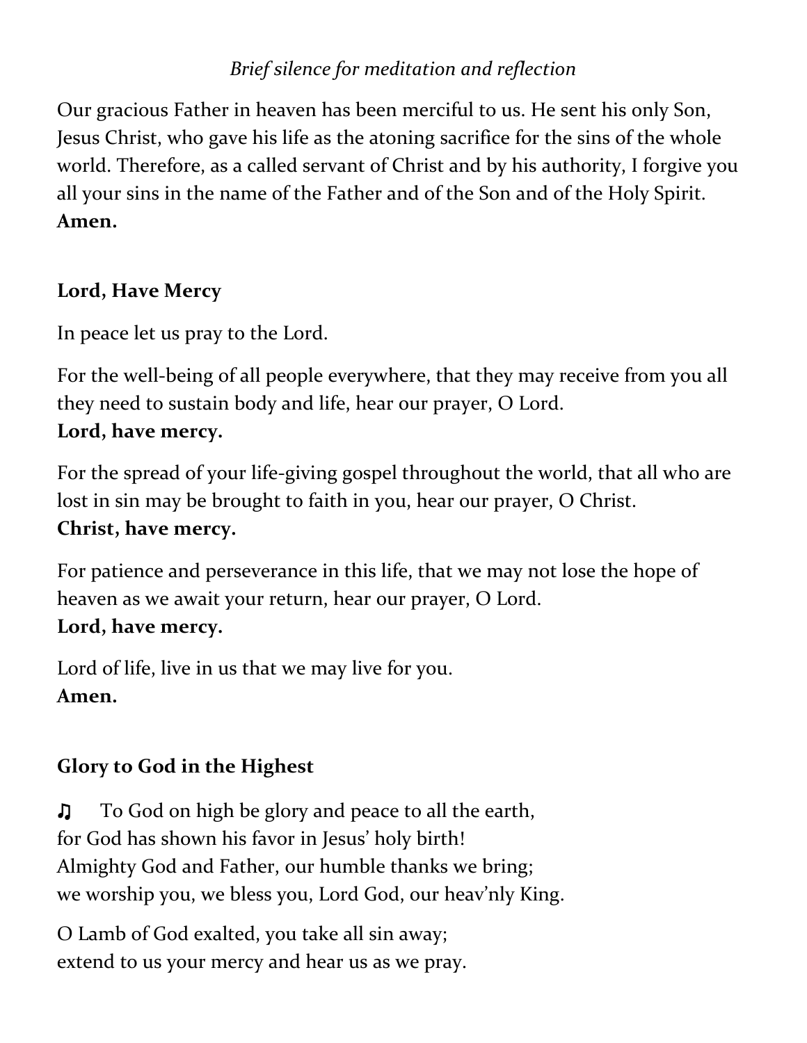*Brief silence for meditation and reflection*

Our gracious Father in heaven has been merciful to us. He sent his only Son, Jesus Christ, who gave his life as the atoning sacrifice for the sins of the whole world. Therefore, as a called servant of Christ and by his authority, I forgive you all your sins in the name of the Father and of the Son and of the Holy Spirit.
**Amen.**

## Lord, Have Mercy

In peace let us pray to the Lord.

For the well-being of all people everywhere, that they may receive from you all they need to sustain body and life, hear our prayer, O Lord.
**Lord, have mercy.**

For the spread of your life-giving gospel throughout the world, that all who are lost in sin may be brought to faith in you, hear our prayer, O Christ.
**Christ, have mercy.**

For patience and perseverance in this life, that we may not lose the hope of heaven as we await your return, hear our prayer, O Lord.
**Lord, have mercy.**

Lord of life, live in us that we may live for you.
**Amen.**

## Glory to God in the Highest

♫ To God on high be glory and peace to all the earth,
for God has shown his favor in Jesus' holy birth!
Almighty God and Father, our humble thanks we bring;
we worship you, we bless you, Lord God, our heav'nly King.

O Lamb of God exalted, you take all sin away;
extend to us your mercy and hear us as we pray.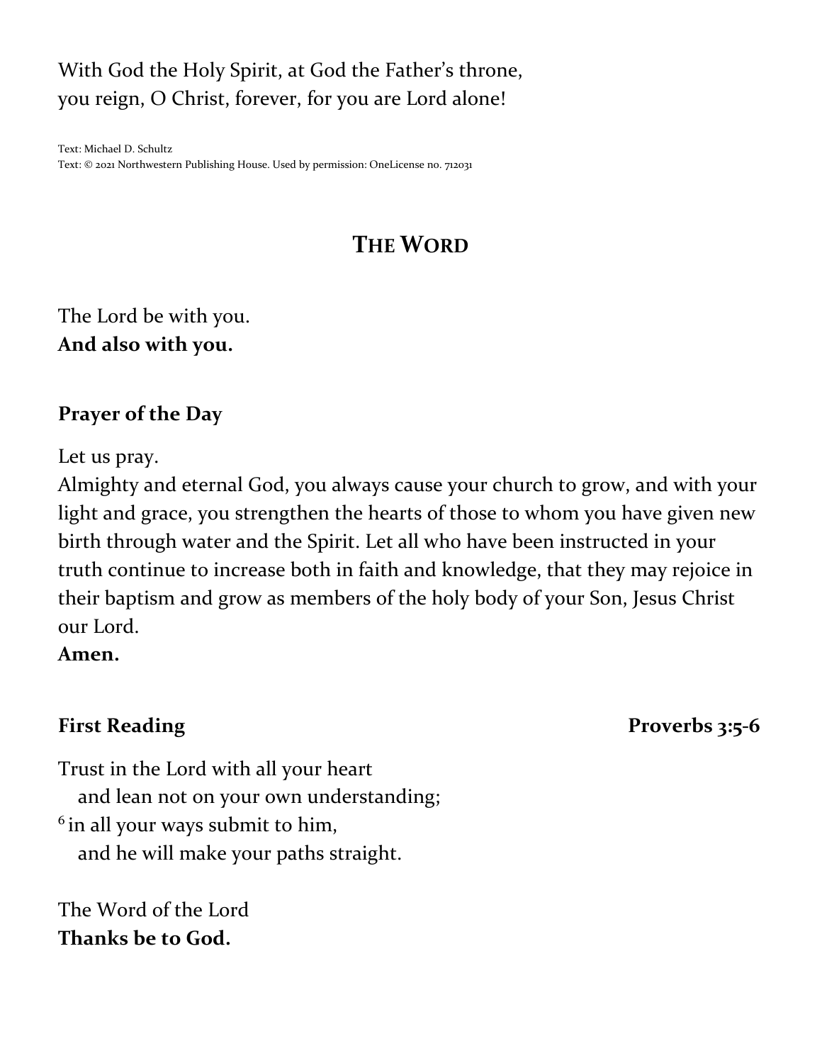With God the Holy Spirit, at God the Father's throne,
you reign, O Christ, forever, for you are Lord alone!

Text: Michael D. Schultz
Text: © 2021 Northwestern Publishing House. Used by permission: OneLicense no. 712031

## THE WORD

The Lord be with you.
**And also with you.**

**Prayer of the Day**

Let us pray.
Almighty and eternal God, you always cause your church to grow, and with your light and grace, you strengthen the hearts of those to whom you have given new birth through water and the Spirit. Let all who have been instructed in your truth continue to increase both in faith and knowledge, that they may rejoice in their baptism and grow as members of the holy body of your Son, Jesus Christ our Lord.
**Amen.**

**First Reading** **Proverbs 3:5-6**

Trust in the Lord with all your heart
  and lean not on your own understanding;
[6] in all your ways submit to him,
  and he will make your paths straight.

The Word of the Lord
**Thanks be to God.**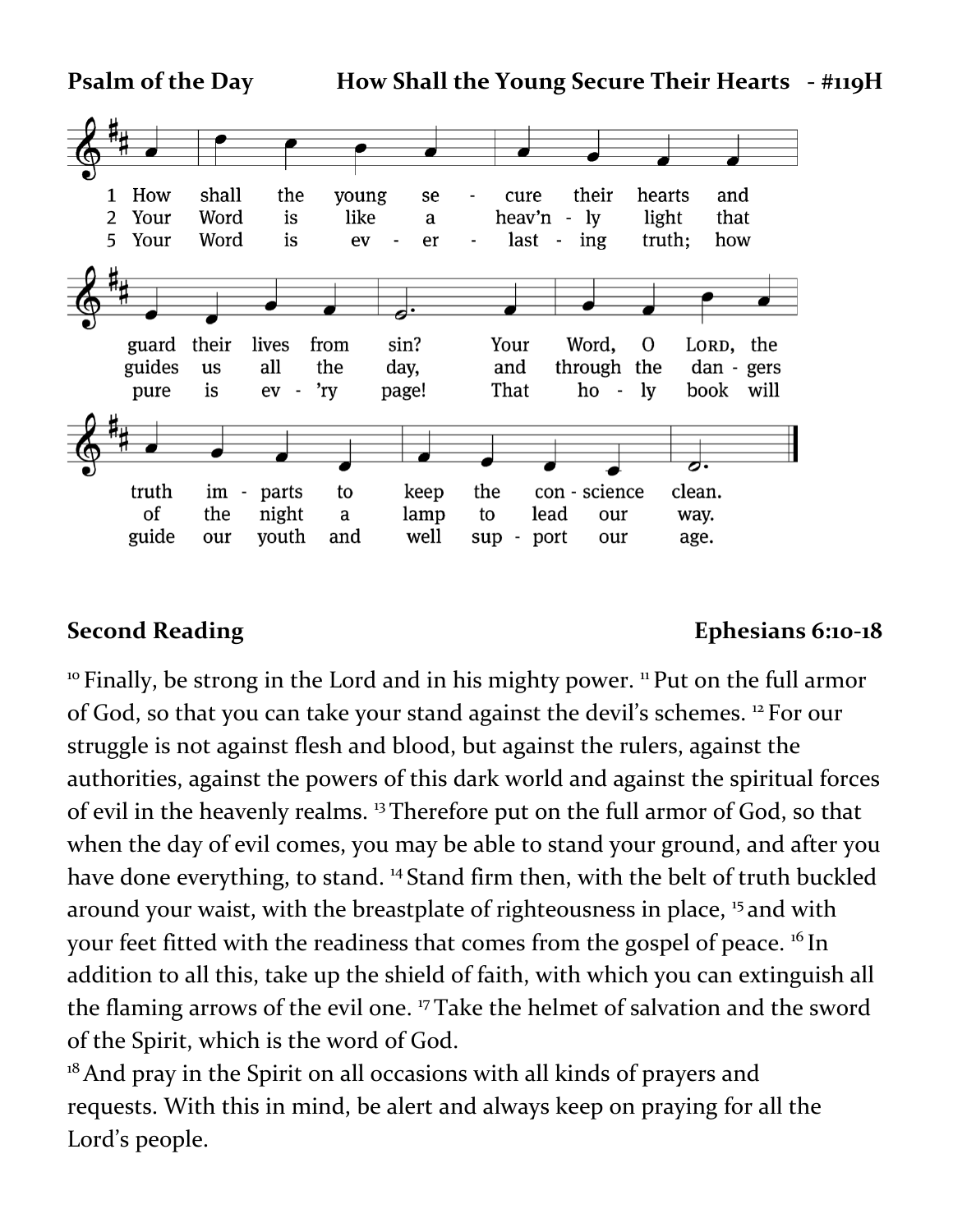**Psalm of the Day** How Shall the Young Secure Their Hearts - #119H

1 How shall the young secure their hearts and guard their lives from sin? Your Word, O LORD, the truth imparts to keep the conscience clean.

2 Your Word is like a heav'nly light that guides us all the day, and through the dangers of the night a lamp to lead our way.

5 Your Word is everlasting truth; how pure is ev'ry page! That holy book will guide our youth and well support our age.

**Second Reading** **Ephesians 6:10-18**

[10] Finally, be strong in the Lord and in his mighty power. [11] Put on the full armor of God, so that you can take your stand against the devil's schemes. [12] For our struggle is not against flesh and blood, but against the rulers, against the authorities, against the powers of this dark world and against the spiritual forces of evil in the heavenly realms. [13] Therefore put on the full armor of God, so that when the day of evil comes, you may be able to stand your ground, and after you have done everything, to stand. [14] Stand firm then, with the belt of truth buckled around your waist, with the breastplate of righteousness in place, [15] and with your feet fitted with the readiness that comes from the gospel of peace. [16] In addition to all this, take up the shield of faith, with which you can extinguish all the flaming arrows of the evil one. [17] Take the helmet of salvation and the sword of the Spirit, which is the word of God.

[18] And pray in the Spirit on all occasions with all kinds of prayers and requests. With this in mind, be alert and always keep on praying for all the Lord's people.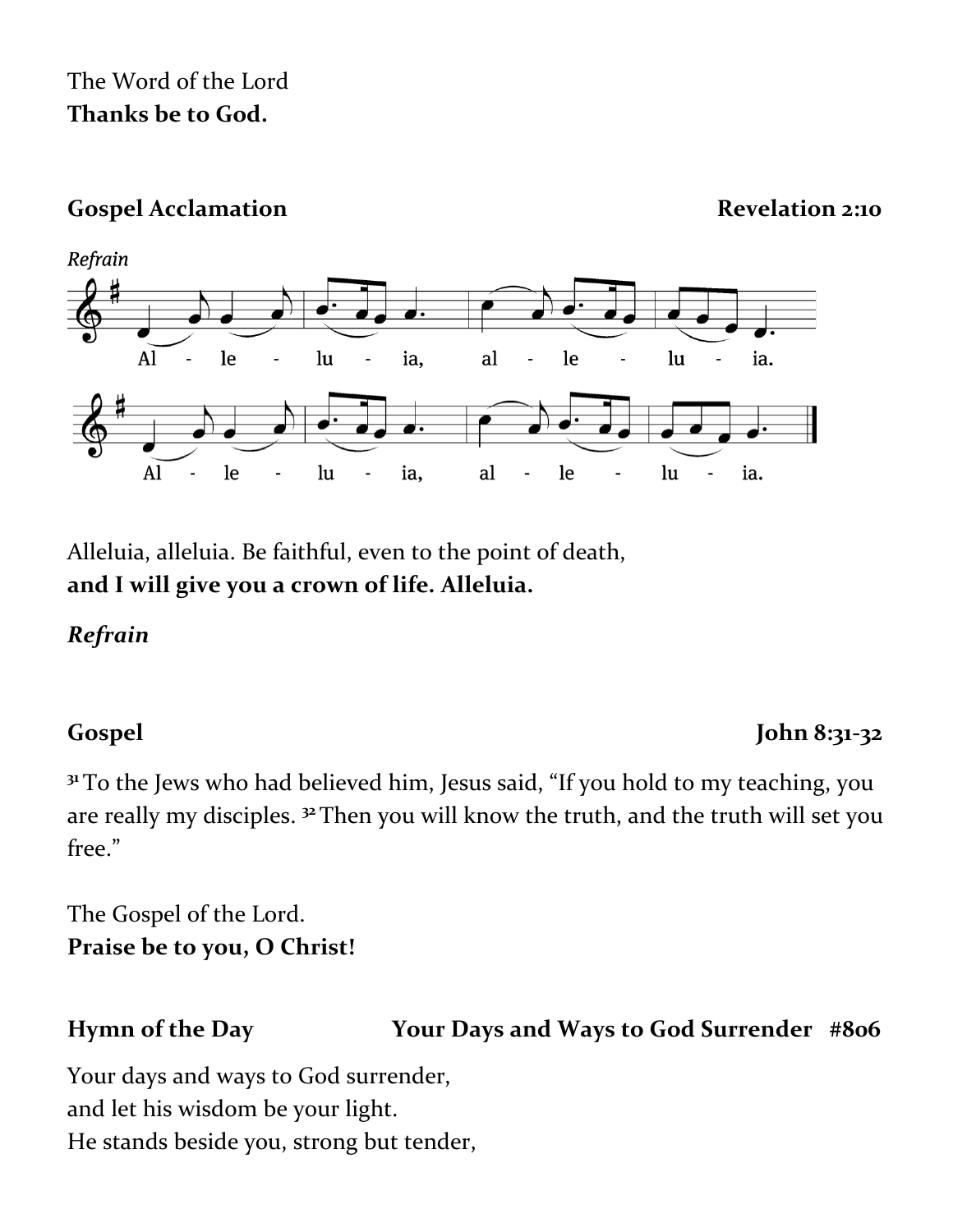The Word of the Lord
**Thanks be to God.**

**Gospel Acclamation** **Revelation 2:10**

*Refrain*

Al - le - lu - ia, al - le - lu - ia.

Al - le - lu - ia, al - le - lu - ia.

Alleluia, alleluia. Be faithful, even to the point of death,
**and I will give you a crown of life. Alleluia.**

***Refrain***

**Gospel** **John 8:31-32**

[31] To the Jews who had believed him, Jesus said, "If you hold to my teaching, you are really my disciples. [32] Then you will know the truth, and the truth will set you free."

The Gospel of the Lord.
**Praise be to you, O Christ!**

**Hymn of the Day** **Your Days and Ways to God Surrender #806**

Your days and ways to God surrender,
and let his wisdom be your light.
He stands beside you, strong but tender,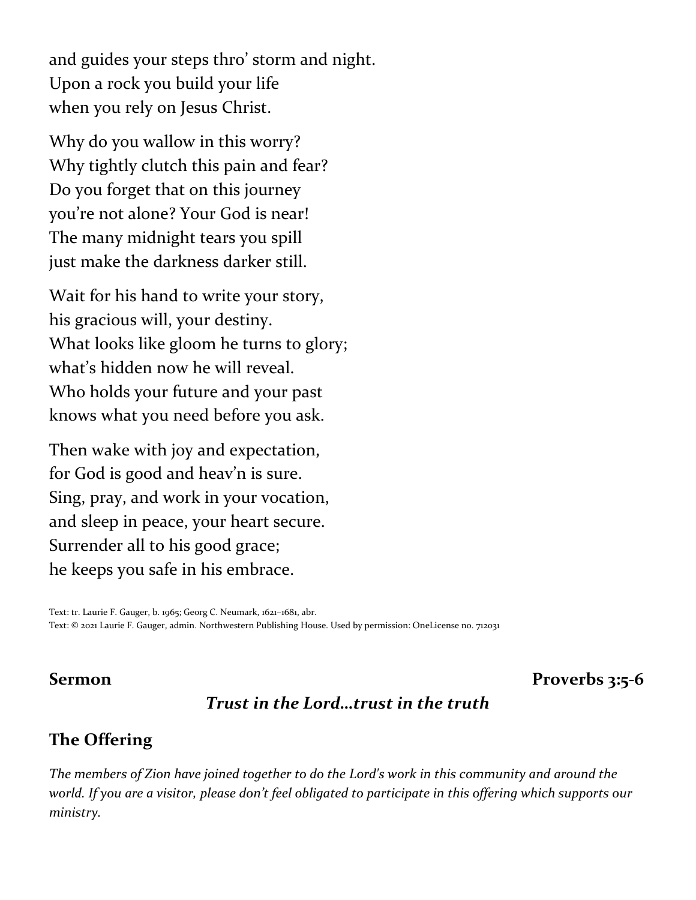and guides your steps thro' storm and night.
Upon a rock you build your life
when you rely on Jesus Christ.

Why do you wallow in this worry?
Why tightly clutch this pain and fear?
Do you forget that on this journey
you're not alone? Your God is near!
The many midnight tears you spill
just make the darkness darker still.

Wait for his hand to write your story,
his gracious will, your destiny.
What looks like gloom he turns to glory;
what's hidden now he will reveal.
Who holds your future and your past
knows what you need before you ask.

Then wake with joy and expectation,
for God is good and heav'n is sure.
Sing, pray, and work in your vocation,
and sleep in peace, your heart secure.
Surrender all to his good grace;
he keeps you safe in his embrace.

Text: tr. Laurie F. Gauger, b. 1965; Georg C. Neumark, 1621–1681, abr.
Text: © 2021 Laurie F. Gauger, admin. Northwestern Publishing House. Used by permission: OneLicense no. 712031

## Sermon — Proverbs 3:5-6

***Trust in the Lord…trust in the truth***

## The Offering

*The members of Zion have joined together to do the Lord's work in this community and around the world. If you are a visitor, please don't feel obligated to participate in this offering which supports our ministry.*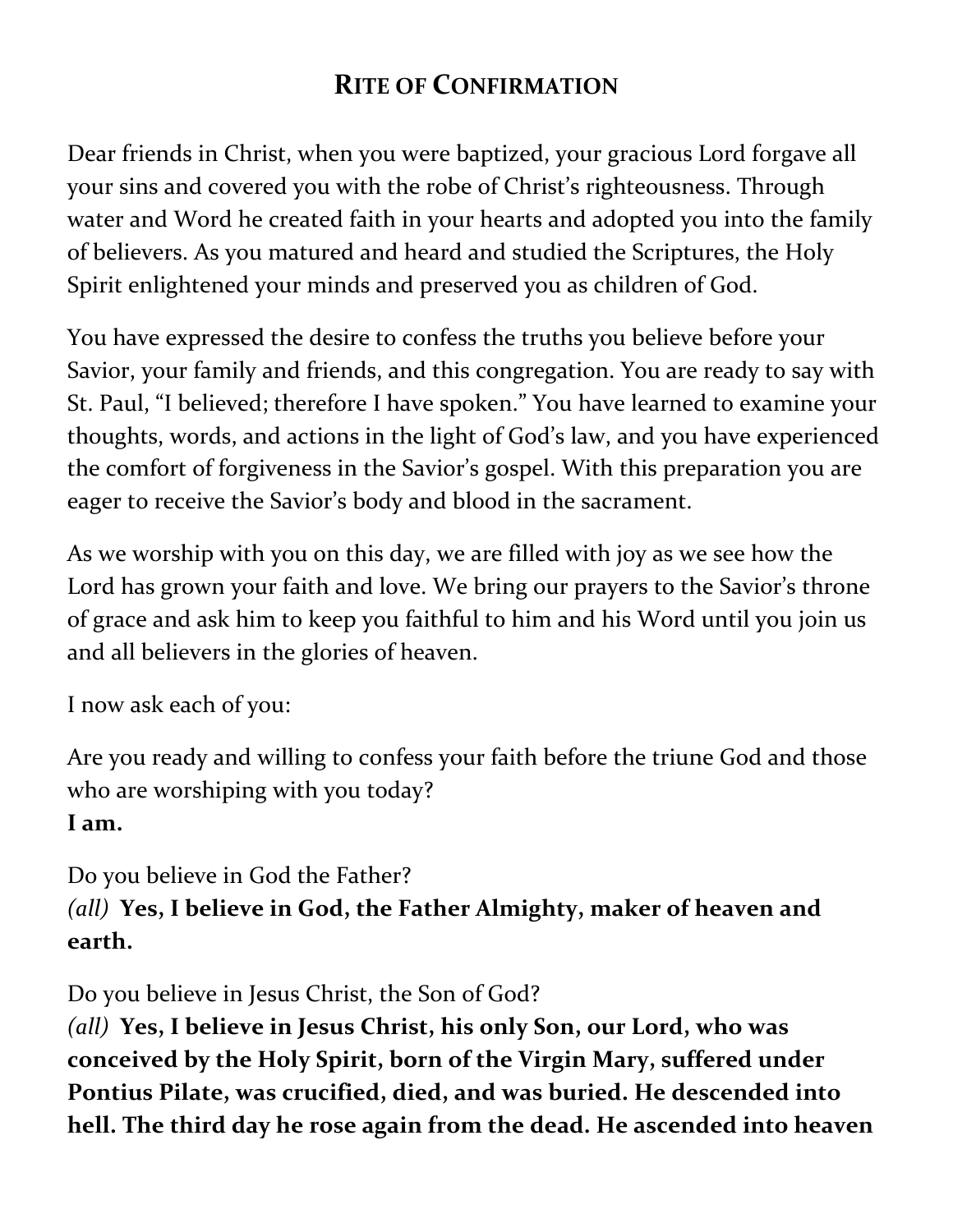# RITE OF CONFIRMATION

Dear friends in Christ, when you were baptized, your gracious Lord forgave all your sins and covered you with the robe of Christ's righteousness. Through water and Word he created faith in your hearts and adopted you into the family of believers. As you matured and heard and studied the Scriptures, the Holy Spirit enlightened your minds and preserved you as children of God.

You have expressed the desire to confess the truths you believe before your Savior, your family and friends, and this congregation. You are ready to say with St. Paul, "I believed; therefore I have spoken." You have learned to examine your thoughts, words, and actions in the light of God's law, and you have experienced the comfort of forgiveness in the Savior's gospel. With this preparation you are eager to receive the Savior's body and blood in the sacrament.

As we worship with you on this day, we are filled with joy as we see how the Lord has grown your faith and love. We bring our prayers to the Savior's throne of grace and ask him to keep you faithful to him and his Word until you join us and all believers in the glories of heaven.

I now ask each of you:

Are you ready and willing to confess your faith before the triune God and those who are worshiping with you today?
**I am.**

Do you believe in God the Father?
*(all)* **Yes, I believe in God, the Father Almighty, maker of heaven and earth.**

Do you believe in Jesus Christ, the Son of God?
*(all)* **Yes, I believe in Jesus Christ, his only Son, our Lord, who was conceived by the Holy Spirit, born of the Virgin Mary, suffered under Pontius Pilate, was crucified, died, and was buried. He descended into hell. The third day he rose again from the dead. He ascended into heaven**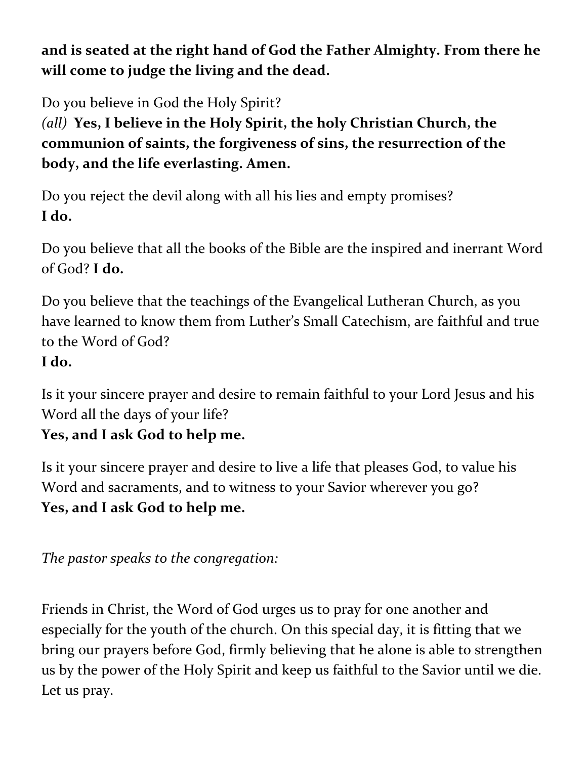**and is seated at the right hand of God the Father Almighty. From there he will come to judge the living and the dead.**

Do you believe in God the Holy Spirit?
*(all)* **Yes, I believe in the Holy Spirit, the holy Christian Church, the communion of saints, the forgiveness of sins, the resurrection of the body, and the life everlasting. Amen.**

Do you reject the devil along with all his lies and empty promises?
**I do.**

Do you believe that all the books of the Bible are the inspired and inerrant Word of God? **I do.**

Do you believe that the teachings of the Evangelical Lutheran Church, as you have learned to know them from Luther's Small Catechism, are faithful and true to the Word of God?
**I do.**

Is it your sincere prayer and desire to remain faithful to your Lord Jesus and his Word all the days of your life?
**Yes, and I ask God to help me.**

Is it your sincere prayer and desire to live a life that pleases God, to value his Word and sacraments, and to witness to your Savior wherever you go?
**Yes, and I ask God to help me.**

*The pastor speaks to the congregation:*

Friends in Christ, the Word of God urges us to pray for one another and especially for the youth of the church. On this special day, it is fitting that we bring our prayers before God, firmly believing that he alone is able to strengthen us by the power of the Holy Spirit and keep us faithful to the Savior until we die. Let us pray.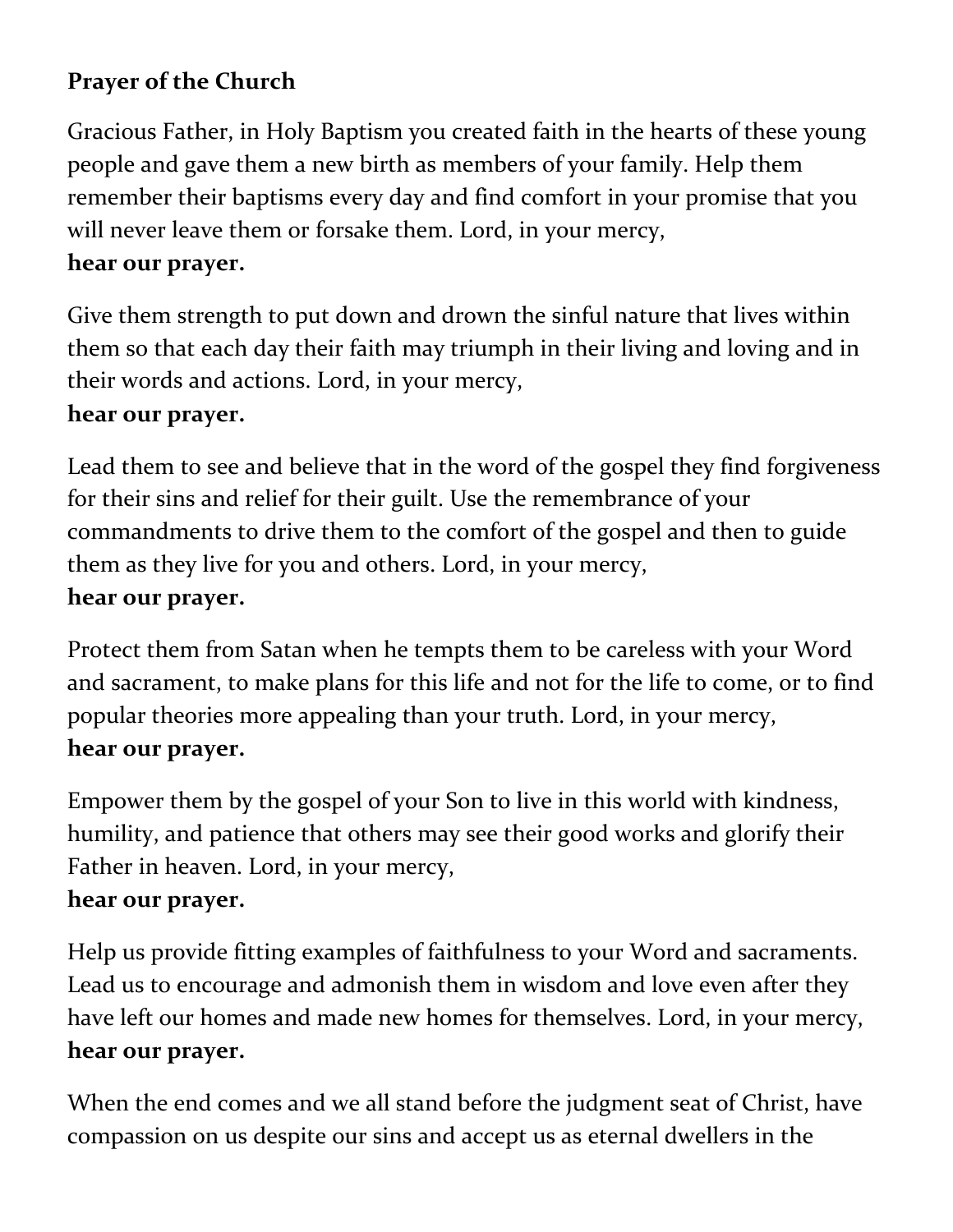**Prayer of the Church**

Gracious Father, in Holy Baptism you created faith in the hearts of these young people and gave them a new birth as members of your family. Help them remember their baptisms every day and find comfort in your promise that you will never leave them or forsake them. Lord, in your mercy,
**hear our prayer.**

Give them strength to put down and drown the sinful nature that lives within them so that each day their faith may triumph in their living and loving and in their words and actions. Lord, in your mercy,
**hear our prayer.**

Lead them to see and believe that in the word of the gospel they find forgiveness for their sins and relief for their guilt. Use the remembrance of your commandments to drive them to the comfort of the gospel and then to guide them as they live for you and others. Lord, in your mercy,
**hear our prayer.**

Protect them from Satan when he tempts them to be careless with your Word and sacrament, to make plans for this life and not for the life to come, or to find popular theories more appealing than your truth. Lord, in your mercy,
**hear our prayer.**

Empower them by the gospel of your Son to live in this world with kindness, humility, and patience that others may see their good works and glorify their Father in heaven. Lord, in your mercy,
**hear our prayer.**

Help us provide fitting examples of faithfulness to your Word and sacraments. Lead us to encourage and admonish them in wisdom and love even after they have left our homes and made new homes for themselves. Lord, in your mercy,
**hear our prayer.**

When the end comes and we all stand before the judgment seat of Christ, have compassion on us despite our sins and accept us as eternal dwellers in the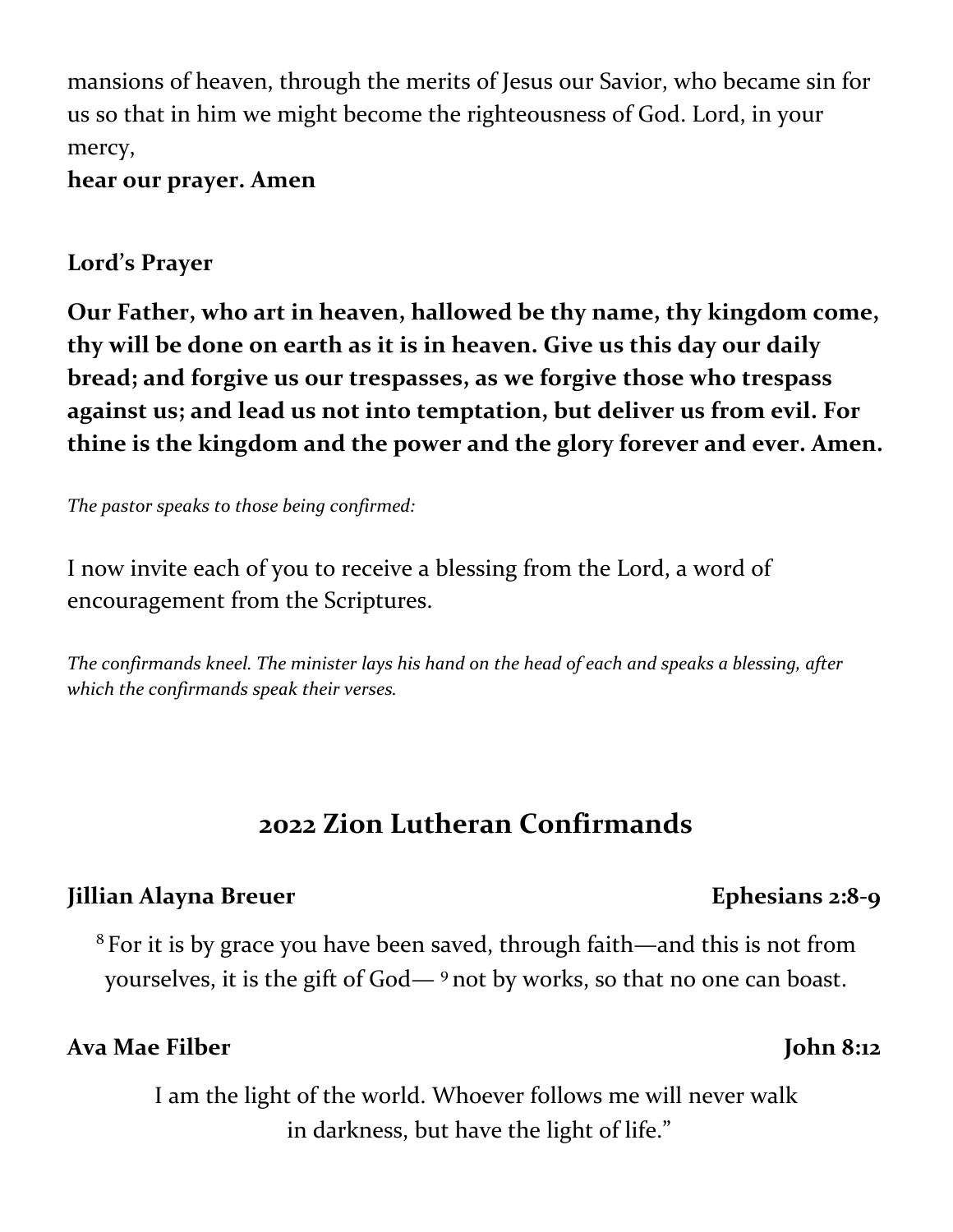mansions of heaven, through the merits of Jesus our Savior, who became sin for us so that in him we might become the righteousness of God. Lord, in your mercy,

**hear our prayer. Amen**

**Lord's Prayer**

**Our Father, who art in heaven, hallowed be thy name, thy kingdom come, thy will be done on earth as it is in heaven. Give us this day our daily bread; and forgive us our trespasses, as we forgive those who trespass against us; and lead us not into temptation, but deliver us from evil. For thine is the kingdom and the power and the glory forever and ever. Amen.**

*The pastor speaks to those being confirmed:*

I now invite each of you to receive a blessing from the Lord, a word of encouragement from the Scriptures.

*The confirmands kneel. The minister lays his hand on the head of each and speaks a blessing, after which the confirmands speak their verses.*

## 2022 Zion Lutheran Confirmands

**Jillian Alayna Breuer** **Ephesians 2:8-9**

[8] For it is by grace you have been saved, through faith—and this is not from yourselves, it is the gift of God— [9] not by works, so that no one can boast.

**Ava Mae Filber** **John 8:12**

I am the light of the world. Whoever follows me will never walk in darkness, but have the light of life."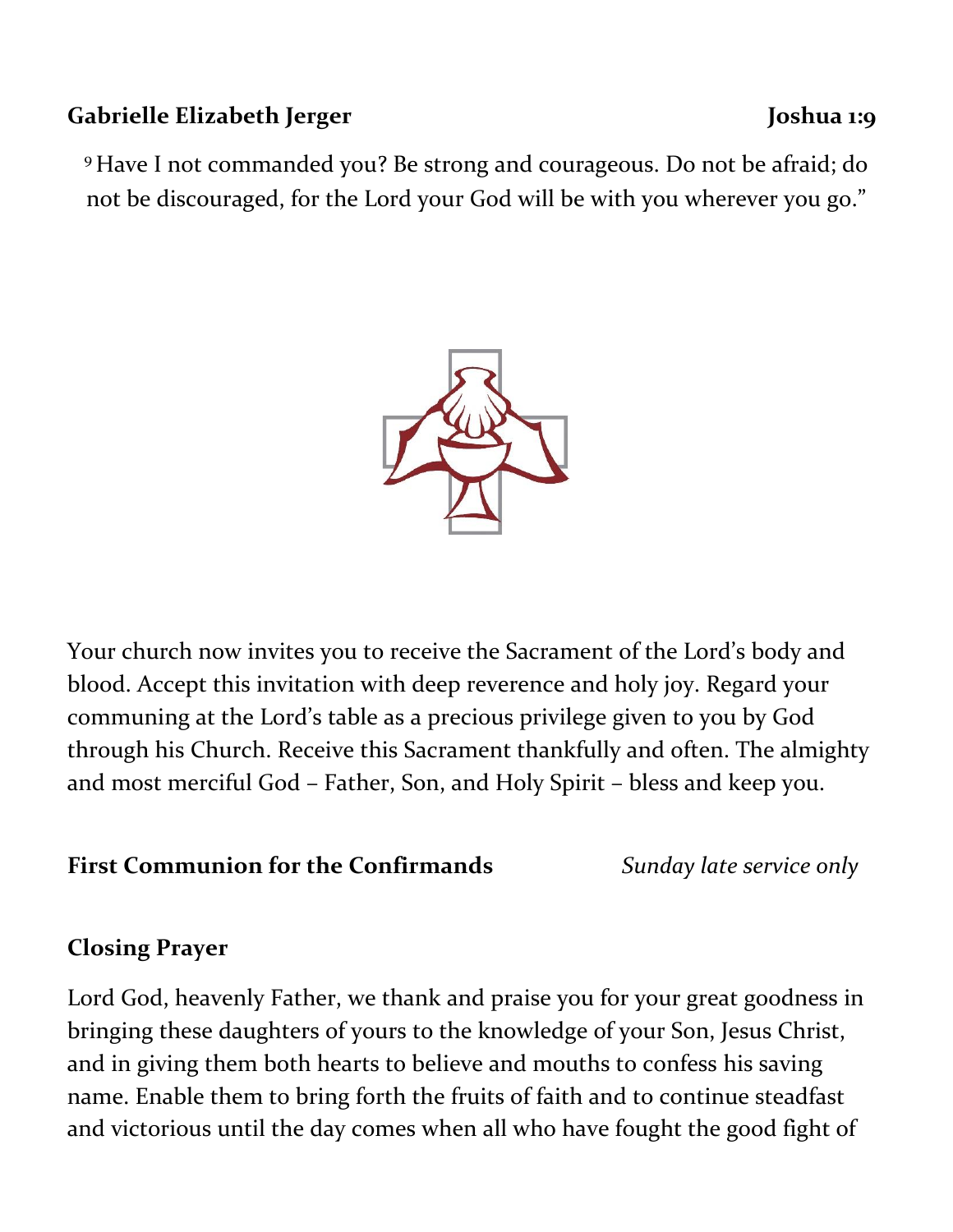**Gabrielle Elizabeth Jerger** **Joshua 1:9**

[9] Have I not commanded you? Be strong and courageous. Do not be afraid; do not be discouraged, for the Lord your God will be with you wherever you go."

Your church now invites you to receive the Sacrament of the Lord's body and blood. Accept this invitation with deep reverence and holy joy. Regard your communing at the Lord's table as a precious privilege given to you by God through his Church. Receive this Sacrament thankfully and often. The almighty and most merciful God – Father, Son, and Holy Spirit – bless and keep you.

**First Communion for the Confirmands** *Sunday late service only*

**Closing Prayer**

Lord God, heavenly Father, we thank and praise you for your great goodness in bringing these daughters of yours to the knowledge of your Son, Jesus Christ, and in giving them both hearts to believe and mouths to confess his saving name. Enable them to bring forth the fruits of faith and to continue steadfast and victorious until the day comes when all who have fought the good fight of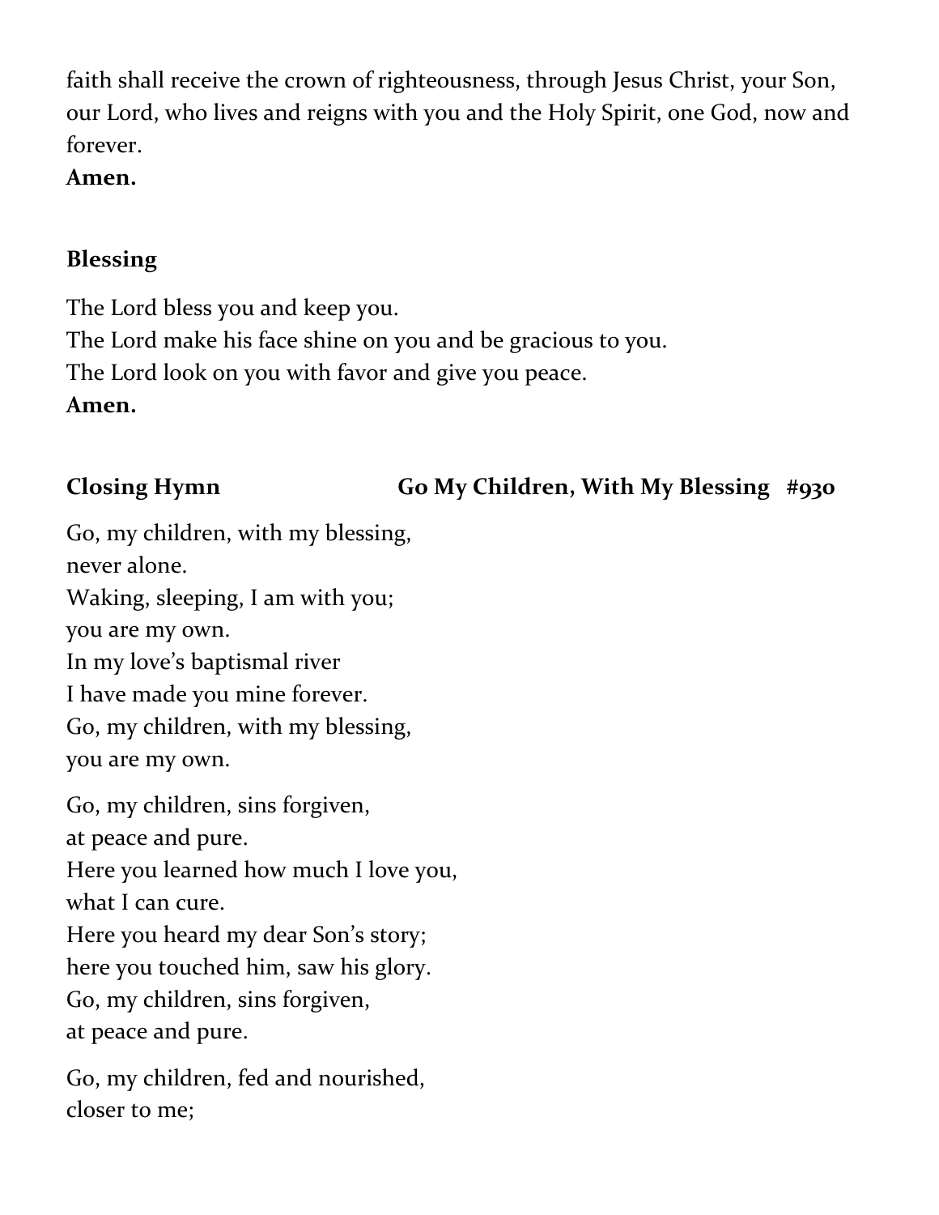faith shall receive the crown of righteousness, through Jesus Christ, your Son, our Lord, who lives and reigns with you and the Holy Spirit, one God, now and forever.
**Amen.**

**Blessing**

The Lord bless you and keep you.
The Lord make his face shine on you and be gracious to you.
The Lord look on you with favor and give you peace.
**Amen.**

**Closing Hymn** **Go My Children, With My Blessing #930**

Go, my children, with my blessing,
never alone.
Waking, sleeping, I am with you;
you are my own.
In my love's baptismal river
I have made you mine forever.
Go, my children, with my blessing,
you are my own.

Go, my children, sins forgiven,
at peace and pure.
Here you learned how much I love you,
what I can cure.
Here you heard my dear Son's story;
here you touched him, saw his glory.
Go, my children, sins forgiven,
at peace and pure.

Go, my children, fed and nourished,
closer to me;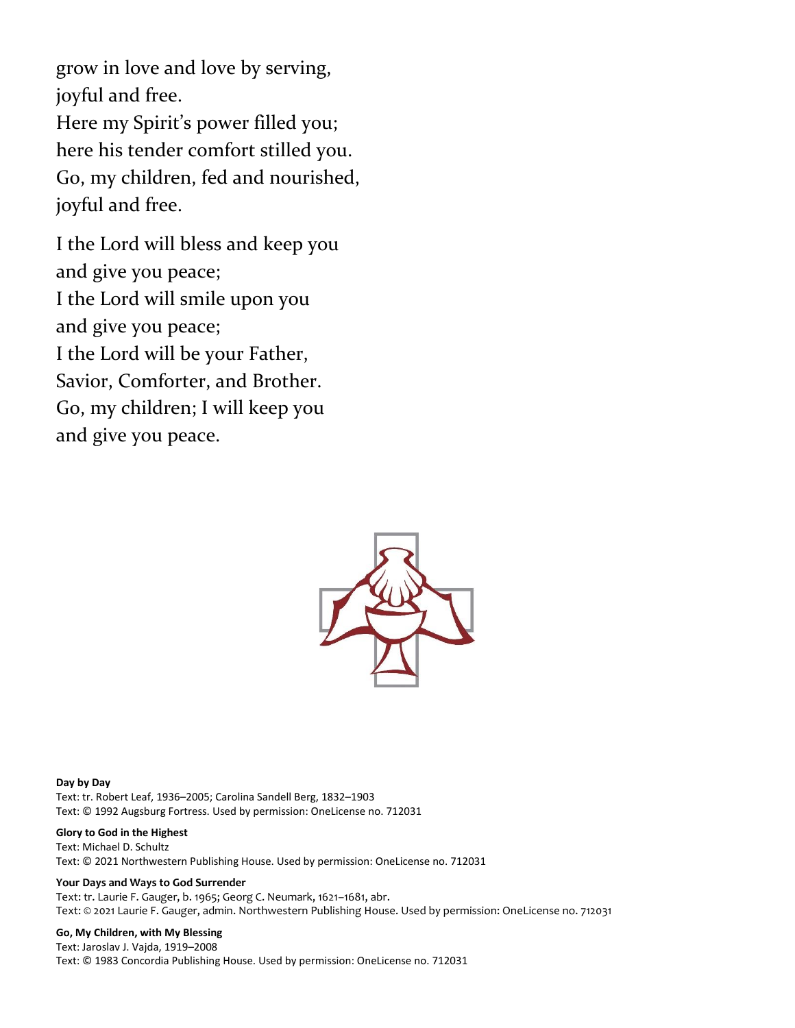grow in love and love by serving,
joyful and free.
Here my Spirit's power filled you;
here his tender comfort stilled you.
Go, my children, fed and nourished,
joyful and free.

I the Lord will bless and keep you
and give you peace;
I the Lord will smile upon you
and give you peace;
I the Lord will be your Father,
Savior, Comforter, and Brother.
Go, my children; I will keep you
and give you peace.

**Day by Day**
Text: tr. Robert Leaf, 1936–2005; Carolina Sandell Berg, 1832–1903
Text: © 1992 Augsburg Fortress. Used by permission: OneLicense no. 712031

**Glory to God in the Highest**
Text: Michael D. Schultz
Text: © 2021 Northwestern Publishing House. Used by permission: OneLicense no. 712031

**Your Days and Ways to God Surrender**
Text: tr. Laurie F. Gauger, b. 1965; Georg C. Neumark, 1621–1681, abr.
Text: © 2021 Laurie F. Gauger, admin. Northwestern Publishing House. Used by permission: OneLicense no. 712031

**Go, My Children, with My Blessing**
Text: Jaroslav J. Vajda, 1919–2008
Text: © 1983 Concordia Publishing House. Used by permission: OneLicense no. 712031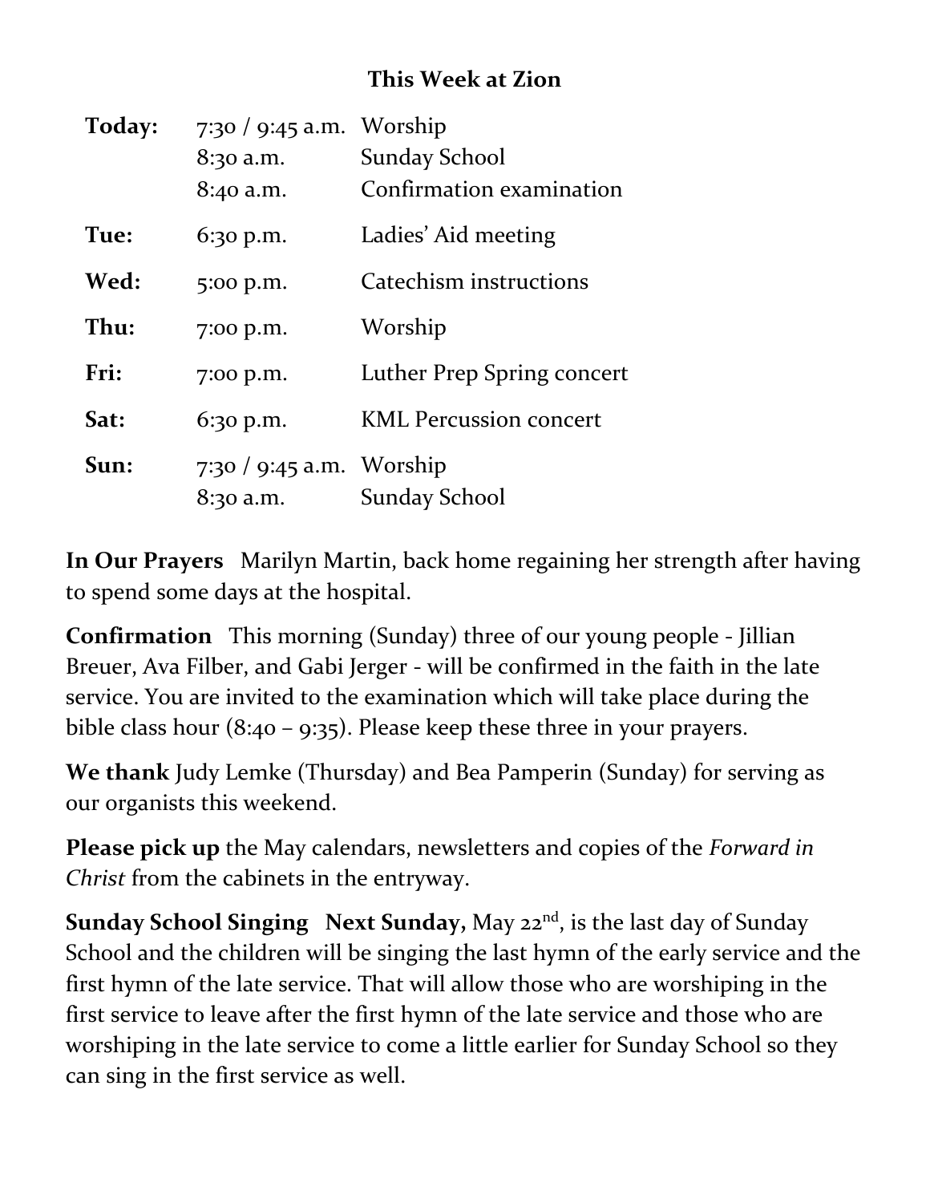## This Week at Zion

| | | |
|---|---|---|
| **Today:** | 7:30 / 9:45 a.m. | Worship |
| | 8:30 a.m. | Sunday School |
| | 8:40 a.m. | Confirmation examination |
| **Tue:** | 6:30 p.m. | Ladies' Aid meeting |
| **Wed:** | 5:00 p.m. | Catechism instructions |
| **Thu:** | 7:00 p.m. | Worship |
| **Fri:** | 7:00 p.m. | Luther Prep Spring concert |
| **Sat:** | 6:30 p.m. | KML Percussion concert |
| **Sun:** | 7:30 / 9:45 a.m. | Worship |
| | 8:30 a.m. | Sunday School |

**In Our Prayers** Marilyn Martin, back home regaining her strength after having to spend some days at the hospital.

**Confirmation** This morning (Sunday) three of our young people - Jillian Breuer, Ava Filber, and Gabi Jerger - will be confirmed in the faith in the late service. You are invited to the examination which will take place during the bible class hour (8:40 – 9:35). Please keep these three in your prayers.

**We thank** Judy Lemke (Thursday) and Bea Pamperin (Sunday) for serving as our organists this weekend.

**Please pick up** the May calendars, newsletters and copies of the *Forward in Christ* from the cabinets in the entryway.

**Sunday School Singing Next Sunday,** May 22nd, is the last day of Sunday School and the children will be singing the last hymn of the early service and the first hymn of the late service. That will allow those who are worshiping in the first service to leave after the first hymn of the late service and those who are worshiping in the late service to come a little earlier for Sunday School so they can sing in the first service as well.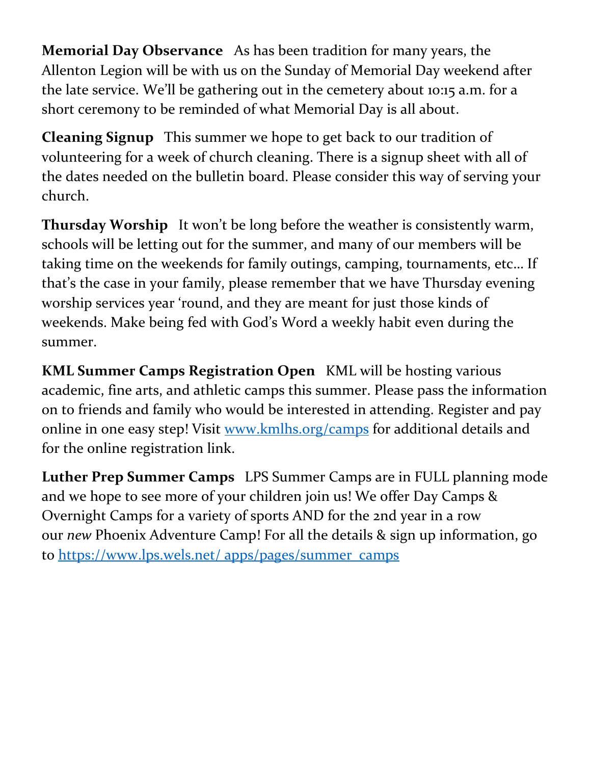**Memorial Day Observance** As has been tradition for many years, the Allenton Legion will be with us on the Sunday of Memorial Day weekend after the late service. We'll be gathering out in the cemetery about 10:15 a.m. for a short ceremony to be reminded of what Memorial Day is all about.

**Cleaning Signup** This summer we hope to get back to our tradition of volunteering for a week of church cleaning. There is a signup sheet with all of the dates needed on the bulletin board. Please consider this way of serving your church.

**Thursday Worship** It won't be long before the weather is consistently warm, schools will be letting out for the summer, and many of our members will be taking time on the weekends for family outings, camping, tournaments, etc… If that's the case in your family, please remember that we have Thursday evening worship services year 'round, and they are meant for just those kinds of weekends. Make being fed with God's Word a weekly habit even during the summer.

**KML Summer Camps Registration Open** KML will be hosting various academic, fine arts, and athletic camps this summer. Please pass the information on to friends and family who would be interested in attending. Register and pay online in one easy step! Visit [www.kmlhs.org/camps](www.kmlhs.org/camps) for additional details and for the online registration link.

**Luther Prep Summer Camps** LPS Summer Camps are in FULL planning mode and we hope to see more of your children join us! We offer Day Camps & Overnight Camps for a variety of sports AND for the 2nd year in a row our *new* Phoenix Adventure Camp! For all the details & sign up information, go to [https://www.lps.wels.net/ apps/pages/summer_camps](https://www.lps.wels.net/apps/pages/summer_camps)